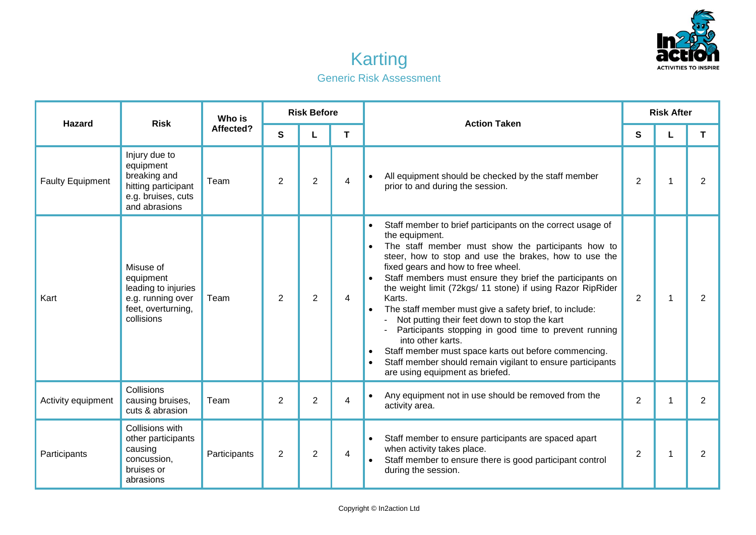# Karting

## Generic Risk Assessment

| Hazard | Risk | Who is Affected? | Risk Before | | | Action Taken | Risk After | | |
|---|---|---|---|---|---|---|---|---|---|
| | | | S | L | T | | S | L | T |
| Faulty Equipment | Injury due to equipment breaking and hitting participant e.g. bruises, cuts and abrasions | Team | 2 | 2 | 4 | • All equipment should be checked by the staff member prior to and during the session. | 2 | 1 | 2 |
| Kart | Misuse of equipment leading to injuries e.g. running over feet, overturning, collisions | Team | 2 | 2 | 4 | • Staff member to brief participants on the correct usage of the equipment.<br>• The staff member must show the participants how to steer, how to stop and use the brakes, how to use the fixed gears and how to free wheel.<br>• Staff members must ensure they brief the participants on the weight limit (72kgs/ 11 stone) if using Razor RipRider Karts.<br>• The staff member must give a safety brief, to include:<br>- Not putting their feet down to stop the kart<br>- Participants stopping in good time to prevent running into other karts.<br>• Staff member must space karts out before commencing.<br>• Staff member should remain vigilant to ensure participants are using equipment as briefed. | 2 | 1 | 2 |
| Activity equipment | Collisions causing bruises, cuts & abrasion | Team | 2 | 2 | 4 | • Any equipment not in use should be removed from the activity area. | 2 | 1 | 2 |
| Participants | Collisions with other participants causing concussion, bruises or abrasions | Participants | 2 | 2 | 4 | • Staff member to ensure participants are spaced apart when activity takes place.<br>• Staff member to ensure there is good participant control during the session. | 2 | 1 | 2 |

Copyright © In2action Ltd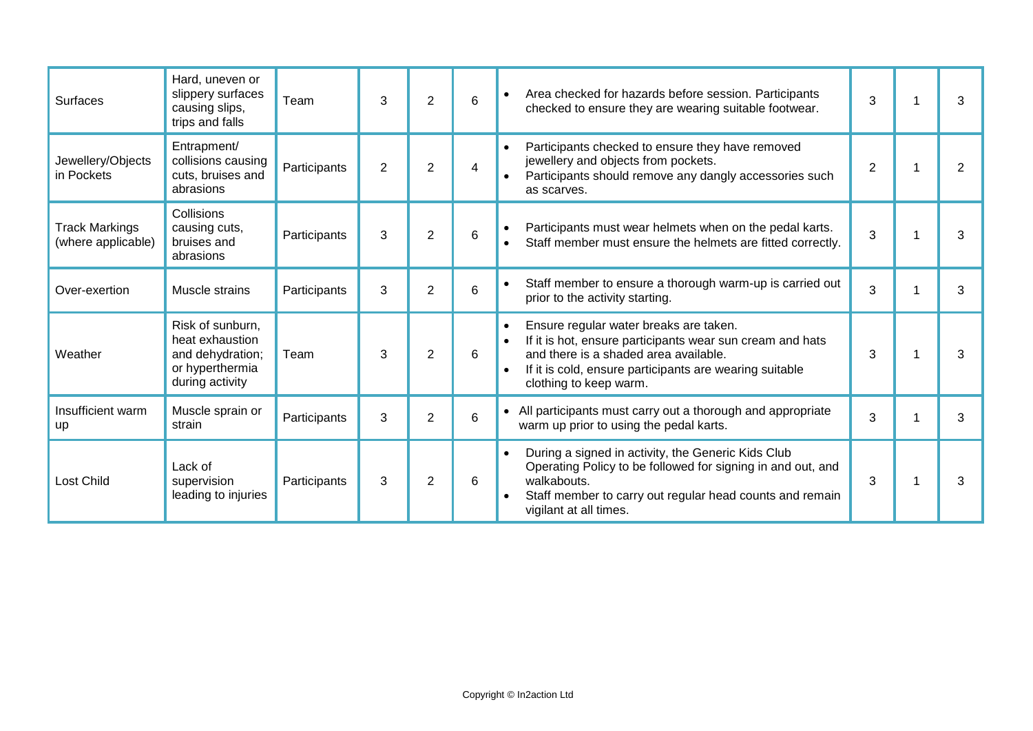| | | | | | | | | | |
|---|---|---|---|---|---|---|---|---|---|
| Surfaces | Hard, uneven or slippery surfaces causing slips, trips and falls | Team | 3 | 2 | 6 | • Area checked for hazards before session. Participants checked to ensure they are wearing suitable footwear. | 3 | 1 | 3 |
| Jewellery/Objects in Pockets | Entrapment/ collisions causing cuts, bruises and abrasions | Participants | 2 | 2 | 4 | • Participants checked to ensure they have removed jewellery and objects from pockets.<br>• Participants should remove any dangly accessories such as scarves. | 2 | 1 | 2 |
| Track Markings (where applicable) | Collisions causing cuts, bruises and abrasions | Participants | 3 | 2 | 6 | • Participants must wear helmets when on the pedal karts.<br>• Staff member must ensure the helmets are fitted correctly. | 3 | 1 | 3 |
| Over-exertion | Muscle strains | Participants | 3 | 2 | 6 | • Staff member to ensure a thorough warm-up is carried out prior to the activity starting. | 3 | 1 | 3 |
| Weather | Risk of sunburn, heat exhaustion and dehydration; or hyperthermia during activity | Team | 3 | 2 | 6 | • Ensure regular water breaks are taken.<br>• If it is hot, ensure participants wear sun cream and hats and there is a shaded area available.<br>• If it is cold, ensure participants are wearing suitable clothing to keep warm. | 3 | 1 | 3 |
| Insufficient warm up | Muscle sprain or strain | Participants | 3 | 2 | 6 | • All participants must carry out a thorough and appropriate warm up prior to using the pedal karts. | 3 | 1 | 3 |
| Lost Child | Lack of supervision leading to injuries | Participants | 3 | 2 | 6 | • During a signed in activity, the Generic Kids Club Operating Policy to be followed for signing in and out, and walkabouts.<br>• Staff member to carry out regular head counts and remain vigilant at all times. | 3 | 1 | 3 |

Copyright © In2action Ltd